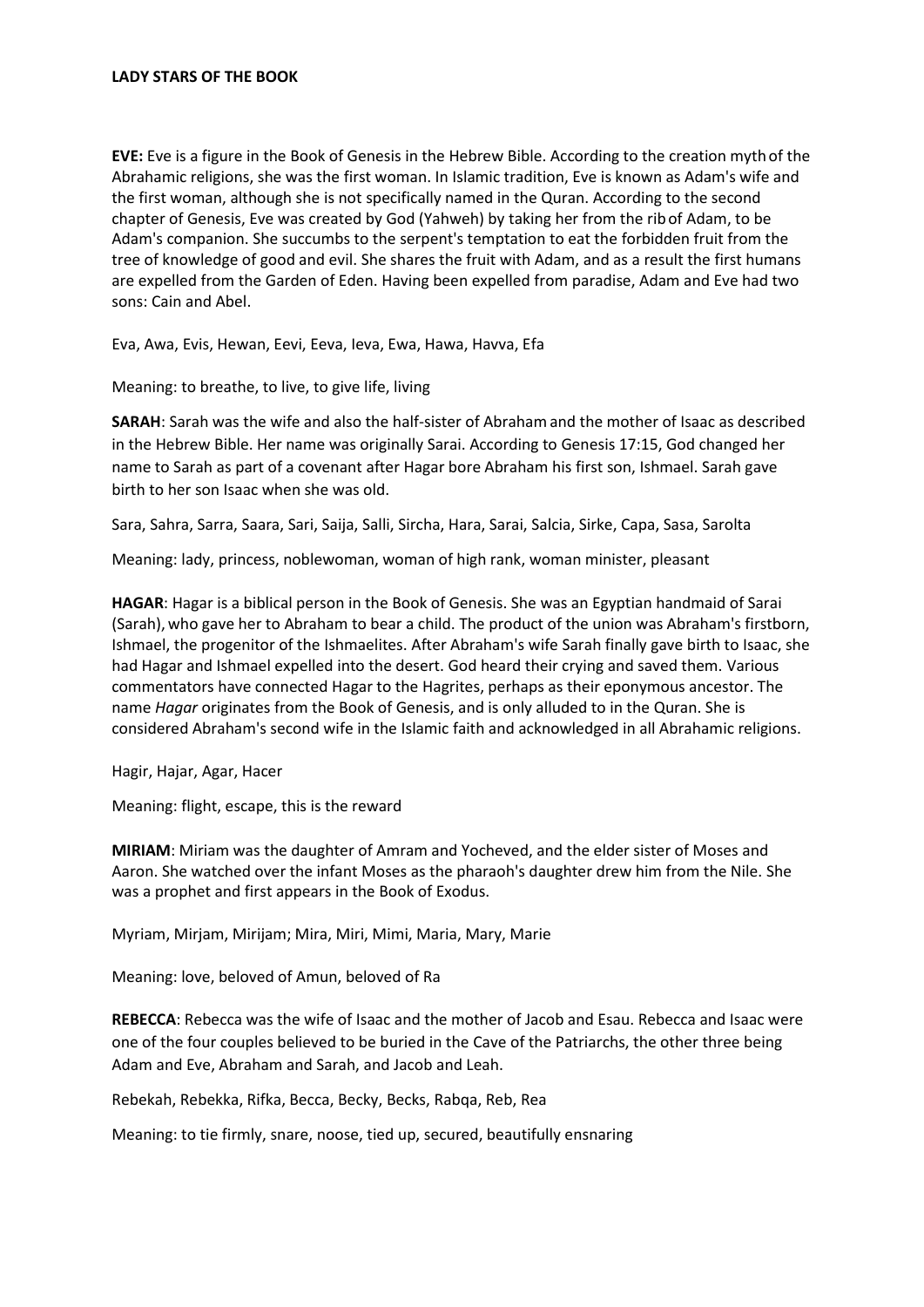**LADY STARS OF THE BOOK**

**EVE:** Eve is a figure in the Book of Genesis in the Hebrew Bible. According to the creation myth of the Abrahamic religions, she was the first woman. In Islamic tradition, Eve is known as Adam's wife and the first woman, although she is not specifically named in the Quran. According to the second chapter of Genesis, Eve was created by God (Yahweh) by taking her from the rib of Adam, to be Adam's companion. She succumbs to the serpent's temptation to eat the forbidden fruit from the tree of knowledge of good and evil. She shares the fruit with Adam, and as a result the first humans are expelled from the Garden of Eden. Having been expelled from paradise, Adam and Eve had two sons: Cain and Abel.

Eva, Awa, Evis, Hewan, Eevi, Eeva, Ieva, Ewa, Hawa, Havva, Efa

Meaning: to breathe, to live, to give life, living

**SARAH**: Sarah was the wife and also the half-sister of Abraham and the mother of Isaac as described in the Hebrew Bible. Her name was originally Sarai. According to Genesis 17:15, God changed her name to Sarah as part of a covenant after Hagar bore Abraham his first son, Ishmael. Sarah gave birth to her son Isaac when she was old.

Sara, Sahra, Sarra, Saara, Sari, Saija, Salli, Sircha, Hara, Sarai, Salcia, Sirke, Capa, Sasa, Sarolta

Meaning: lady, princess, noblewoman, woman of high rank, woman minister, pleasant

**HAGAR**: Hagar is a biblical person in the Book of Genesis. She was an Egyptian handmaid of Sarai (Sarah), who gave her to Abraham to bear a child. The product of the union was Abraham's firstborn, Ishmael, the progenitor of the Ishmaelites. After Abraham's wife Sarah finally gave birth to Isaac, she had Hagar and Ishmael expelled into the desert. God heard their crying and saved them. Various commentators have connected Hagar to the Hagrites, perhaps as their eponymous ancestor. The name *Hagar* originates from the Book of Genesis, and is only alluded to in the Quran. She is considered Abraham's second wife in the Islamic faith and acknowledged in all Abrahamic religions.

Hagir, Hajar, Agar, Hacer

Meaning: flight, escape, this is the reward

**MIRIAM**: Miriam was the daughter of Amram and Yocheved, and the elder sister of Moses and Aaron. She watched over the infant Moses as the pharaoh's daughter drew him from the Nile. She was a prophet and first appears in the Book of Exodus.

Myriam, Mirjam, Mirijam; Mira, Miri, Mimi, Maria, Mary, Marie

Meaning: love, beloved of Amun, beloved of Ra

**REBECCA**: Rebecca was the wife of Isaac and the mother of Jacob and Esau. Rebecca and Isaac were one of the four couples believed to be buried in the Cave of the Patriarchs, the other three being Adam and Eve, Abraham and Sarah, and Jacob and Leah.

Rebekah, Rebekka, Rifka, Becca, Becky, Becks, Rabqa, Reb, Rea

Meaning: to tie firmly, snare, noose, tied up, secured, beautifully ensnaring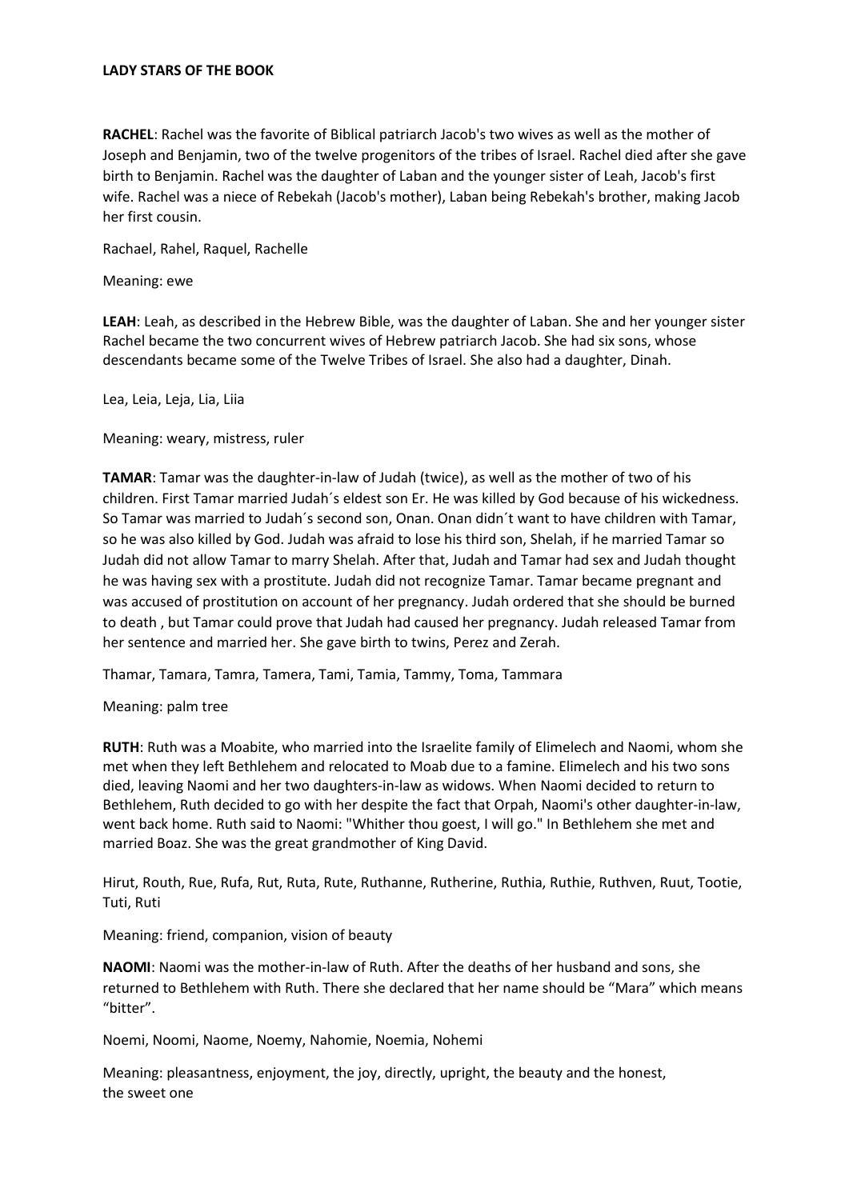**LADY STARS OF THE BOOK**

**RACHEL**: Rachel was the favorite of Biblical patriarch Jacob's two wives as well as the mother of Joseph and Benjamin, two of the twelve progenitors of the tribes of Israel. Rachel died after she gave birth to Benjamin. Rachel was the daughter of Laban and the younger sister of Leah, Jacob's first wife. Rachel was a niece of Rebekah (Jacob's mother), Laban being Rebekah's brother, making Jacob her first cousin.

Rachael, Rahel, Raquel, Rachelle

Meaning: ewe

**LEAH**: Leah, as described in the Hebrew Bible, was the daughter of Laban. She and her younger sister Rachel became the two concurrent wives of Hebrew patriarch Jacob. She had six sons, whose descendants became some of the Twelve Tribes of Israel. She also had a daughter, Dinah.

Lea, Leia, Leja, Lia, Liia

Meaning: weary, mistress, ruler

**TAMAR**: Tamar was the daughter-in-law of Judah (twice), as well as the mother of two of his children. First Tamar married Judah´s eldest son Er. He was killed by God because of his wickedness. So Tamar was married to Judah´s second son, Onan. Onan didn´t want to have children with Tamar, so he was also killed by God. Judah was afraid to lose his third son, Shelah, if he married Tamar so Judah did not allow Tamar to marry Shelah. After that, Judah and Tamar had sex and Judah thought he was having sex with a prostitute. Judah did not recognize Tamar. Tamar became pregnant and was accused of prostitution on account of her pregnancy. Judah ordered that she should be burned to death , but Tamar could prove that Judah had caused her pregnancy. Judah released Tamar from her sentence and married her. She gave birth to twins, Perez and Zerah.

Thamar, Tamara, Tamra, Tamera, Tami, Tamia, Tammy, Toma, Tammara

Meaning: palm tree

**RUTH**: Ruth was a Moabite, who married into the Israelite family of Elimelech and Naomi, whom she met when they left Bethlehem and relocated to Moab due to a famine. Elimelech and his two sons died, leaving Naomi and her two daughters-in-law as widows. When Naomi decided to return to Bethlehem, Ruth decided to go with her despite the fact that Orpah, Naomi's other daughter-in-law, went back home. Ruth said to Naomi: "Whither thou goest, I will go." In Bethlehem she met and married Boaz. She was the great grandmother of King David.

Hirut, Routh, Rue, Rufa, Rut, Ruta, Rute, Ruthanne, Rutherine, Ruthia, Ruthie, Ruthven, Ruut, Tootie, Tuti, Ruti

Meaning: friend, companion, vision of beauty

**NAOMI**: Naomi was the mother-in-law of Ruth. After the deaths of her husband and sons, she returned to Bethlehem with Ruth. There she declared that her name should be "Mara" which means "bitter".

Noemi, Noomi, Naome, Noemy, Nahomie, Noemia, Nohemi

Meaning: pleasantness, enjoyment, the joy, directly, upright, the beauty and the honest, the sweet one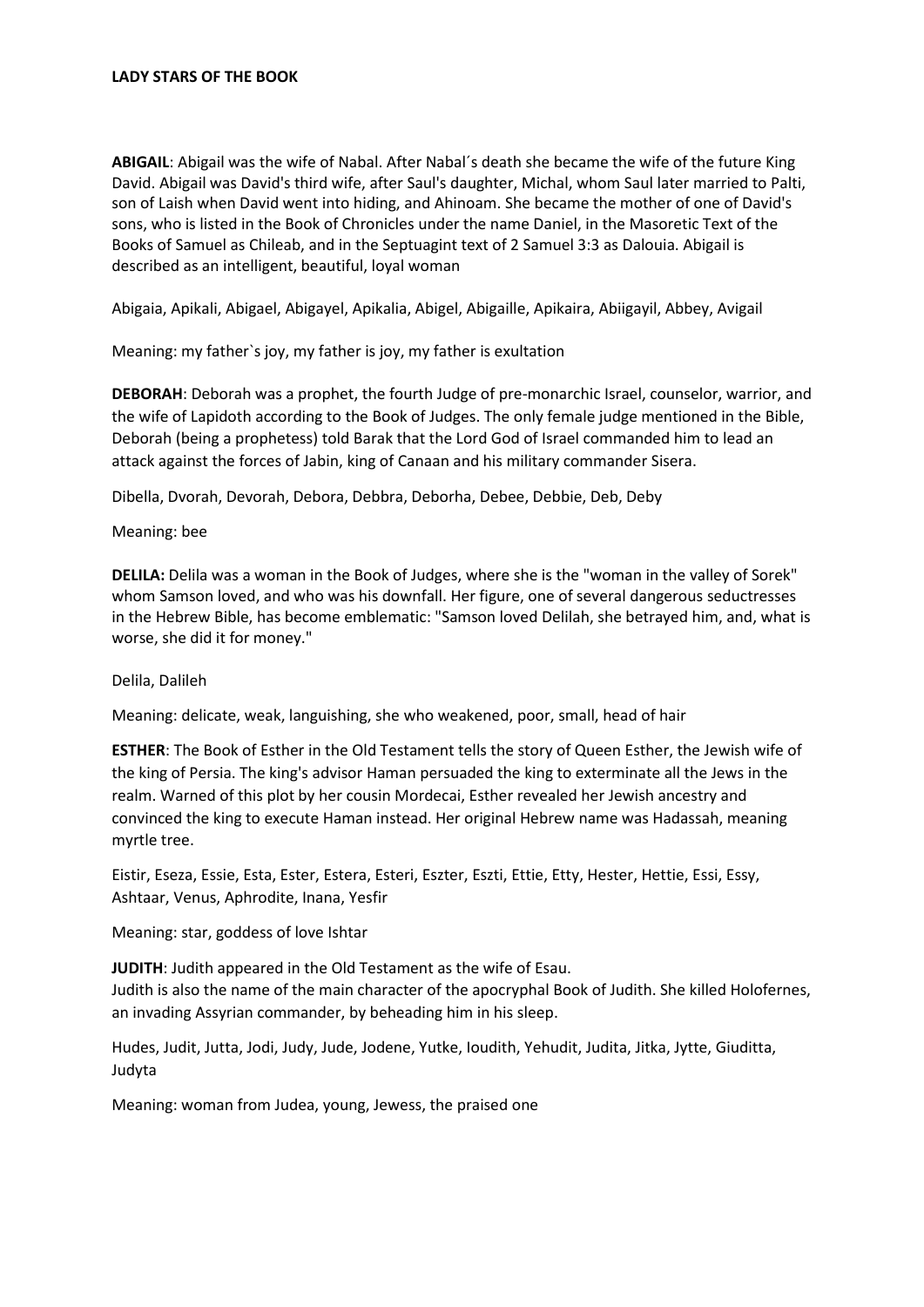**LADY STARS OF THE BOOK**

**ABIGAIL**: Abigail was the wife of Nabal. After Nabal´s death she became the wife of the future King David. Abigail was David's third wife, after Saul's daughter, Michal, whom Saul later married to Palti, son of Laish when David went into hiding, and Ahinoam. She became the mother of one of David's sons, who is listed in the Book of Chronicles under the name Daniel, in the Masoretic Text of the Books of Samuel as Chileab, and in the Septuagint text of 2 Samuel 3:3 as Dalouia. Abigail is described as an intelligent, beautiful, loyal woman

Abigaia, Apikali, Abigael, Abigayel, Apikalia, Abigel, Abigaille, Apikaira, Abiigayil, Abbey, Avigail

Meaning: my father`s joy, my father is joy, my father is exultation

**DEBORAH**: Deborah was a prophet, the fourth Judge of pre-monarchic Israel, counselor, warrior, and the wife of Lapidoth according to the Book of Judges. The only female judge mentioned in the Bible, Deborah (being a prophetess) told Barak that the Lord God of Israel commanded him to lead an attack against the forces of Jabin, king of Canaan and his military commander Sisera.

Dibella, Dvorah, Devorah, Debora, Debbra, Deborha, Debee, Debbie, Deb, Deby

Meaning: bee

**DELILA:** Delila was a woman in the Book of Judges, where she is the "woman in the valley of Sorek" whom Samson loved, and who was his downfall. Her figure, one of several dangerous seductresses in the Hebrew Bible, has become emblematic: "Samson loved Delilah, she betrayed him, and, what is worse, she did it for money."

Delila, Dalileh

Meaning: delicate, weak, languishing, she who weakened, poor, small, head of hair

**ESTHER**: The Book of Esther in the Old Testament tells the story of Queen Esther, the Jewish wife of the king of Persia. The king's advisor Haman persuaded the king to exterminate all the Jews in the realm. Warned of this plot by her cousin Mordecai, Esther revealed her Jewish ancestry and convinced the king to execute Haman instead. Her original Hebrew name was Hadassah, meaning myrtle tree.

Eistir, Eseza, Essie, Esta, Ester, Estera, Esteri, Eszter, Eszti, Ettie, Etty, Hester, Hettie, Essi, Essy, Ashtaar, Venus, Aphrodite, Inana, Yesfir

Meaning: star, goddess of love Ishtar

**JUDITH**: Judith appeared in the Old Testament as the wife of Esau.
Judith is also the name of the main character of the apocryphal Book of Judith. She killed Holofernes, an invading Assyrian commander, by beheading him in his sleep.

Hudes, Judit, Jutta, Jodi, Judy, Jude, Jodene, Yutke, Ioudith, Yehudit, Judita, Jitka, Jytte, Giuditta, Judyta

Meaning: woman from Judea, young, Jewess, the praised one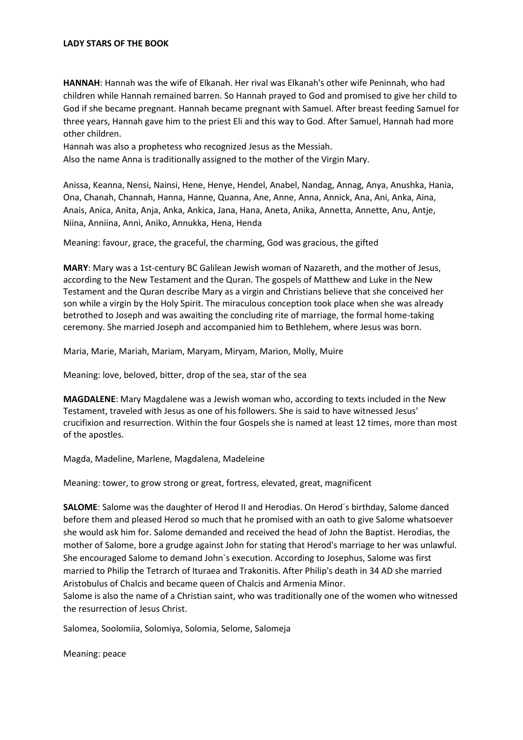**LADY STARS OF THE BOOK**

**HANNAH**: Hannah was the wife of Elkanah. Her rival was Elkanah's other wife Peninnah, who had children while Hannah remained barren. So Hannah prayed to God and promised to give her child to God if she became pregnant. Hannah became pregnant with Samuel. After breast feeding Samuel for three years, Hannah gave him to the priest Eli and this way to God. After Samuel, Hannah had more other children.
Hannah was also a prophetess who recognized Jesus as the Messiah.
Also the name Anna is traditionally assigned to the mother of the Virgin Mary.

Anissa, Keanna, Nensi, Nainsi, Hene, Henye, Hendel, Anabel, Nandag, Annag, Anya, Anushka, Hania, Ona, Chanah, Channah, Hanna, Hanne, Quanna, Ane, Anne, Anna, Annick, Ana, Ani, Anka, Aina, Anais, Anica, Anita, Anja, Anka, Ankica, Jana, Hana, Aneta, Anika, Annetta, Annette, Anu, Antje, Niina, Anniina, Anni, Aniko, Annukka, Hena, Henda

Meaning: favour, grace, the graceful, the charming, God was gracious, the gifted

**MARY**: Mary was a 1st-century BC Galilean Jewish woman of Nazareth, and the mother of Jesus, according to the New Testament and the Quran. The gospels of Matthew and Luke in the New Testament and the Quran describe Mary as a virgin and Christians believe that she conceived her son while a virgin by the Holy Spirit. The miraculous conception took place when she was already betrothed to Joseph and was awaiting the concluding rite of marriage, the formal home-taking ceremony. She married Joseph and accompanied him to Bethlehem, where Jesus was born.

Maria, Marie, Mariah, Mariam, Maryam, Miryam, Marion, Molly, Muire

Meaning: love, beloved, bitter, drop of the sea, star of the sea

**MAGDALENE**: Mary Magdalene was a Jewish woman who, according to texts included in the New Testament, traveled with Jesus as one of his followers. She is said to have witnessed Jesus' crucifixion and resurrection. Within the four Gospels she is named at least 12 times, more than most of the apostles.

Magda, Madeline, Marlene, Magdalena, Madeleine

Meaning: tower, to grow strong or great, fortress, elevated, great, magnificent

**SALOME**: Salome was the daughter of Herod II and Herodias. On Herod´s birthday, Salome danced before them and pleased Herod so much that he promised with an oath to give Salome whatsoever she would ask him for. Salome demanded and received the head of John the Baptist. Herodias, the mother of Salome, bore a grudge against John for stating that Herod's marriage to her was unlawful. She encouraged Salome to demand John`s execution. According to Josephus, Salome was first married to Philip the Tetrarch of Ituraea and Trakonitis. After Philip's death in 34 AD she married Aristobulus of Chalcis and became queen of Chalcis and Armenia Minor.
Salome is also the name of a Christian saint, who was traditionally one of the women who witnessed the resurrection of Jesus Christ.

Salomea, Soolomiia, Solomiya, Solomia, Selome, Salomeja

Meaning: peace